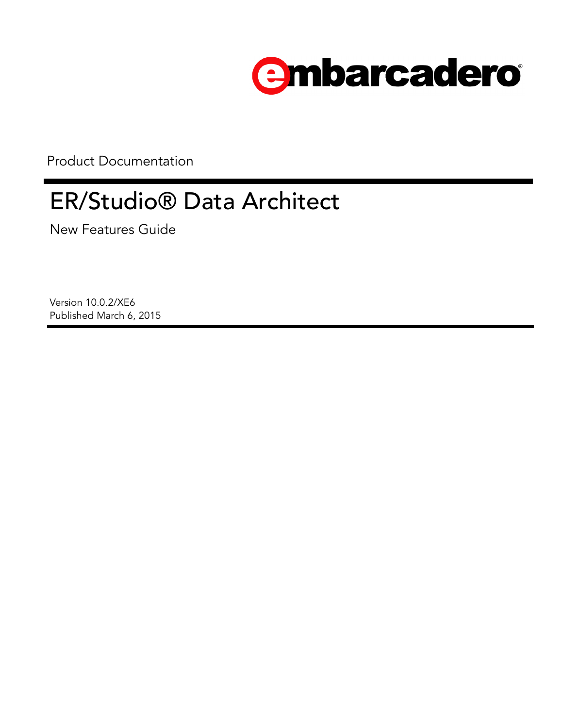embarcadero

Product Documentation

# ER/Studio® Data Architect

New Features Guide

Version 10.0.2/XE6
Published March 6, 2015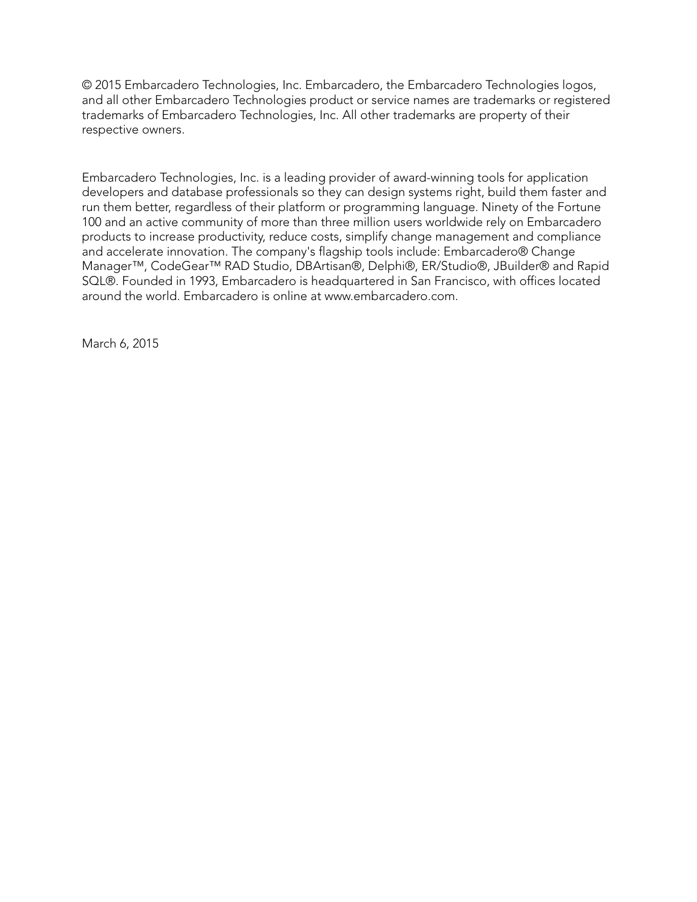© 2015 Embarcadero Technologies, Inc. Embarcadero, the Embarcadero Technologies logos, and all other Embarcadero Technologies product or service names are trademarks or registered trademarks of Embarcadero Technologies, Inc. All other trademarks are property of their respective owners.

Embarcadero Technologies, Inc. is a leading provider of award-winning tools for application developers and database professionals so they can design systems right, build them faster and run them better, regardless of their platform or programming language. Ninety of the Fortune 100 and an active community of more than three million users worldwide rely on Embarcadero products to increase productivity, reduce costs, simplify change management and compliance and accelerate innovation. The company's flagship tools include: Embarcadero® Change Manager™, CodeGear™ RAD Studio, DBArtisan®, Delphi®, ER/Studio®, JBuilder® and Rapid SQL®. Founded in 1993, Embarcadero is headquartered in San Francisco, with offices located around the world. Embarcadero is online at www.embarcadero.com.

March 6, 2015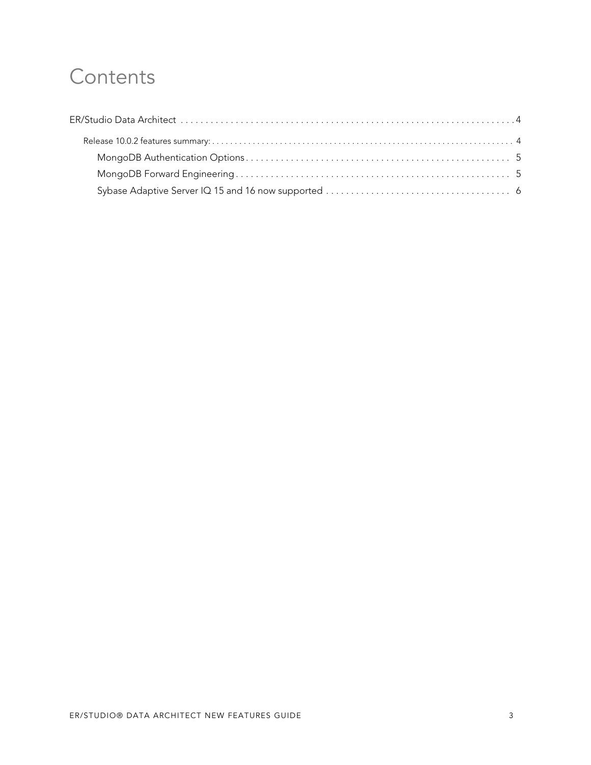# Contents

ER/Studio Data Architect . . . . . . . . . . . . . . . . . . . . . . . . . . . . . . . . . . . . . . . . . . . . . . . . . . . . . . . . . . . . . . . . . . 4

- Release 10.0.2 features summary: . . . . . . . . . . . . . . . . . . . . . . . . . . . . . . . . . . . . . . . . . . . . . . . . . . . . . . . . . . . . . . . . . 4
  - MongoDB Authentication Options . . . . . . . . . . . . . . . . . . . . . . . . . . . . . . . . . . . . . . . . . . . . . . . . . . . 5
  - MongoDB Forward Engineering . . . . . . . . . . . . . . . . . . . . . . . . . . . . . . . . . . . . . . . . . . . . . . . . . . . . . 5
  - Sybase Adaptive Server IQ 15 and 16 now supported . . . . . . . . . . . . . . . . . . . . . . . . . . . . . . . . . . . . 6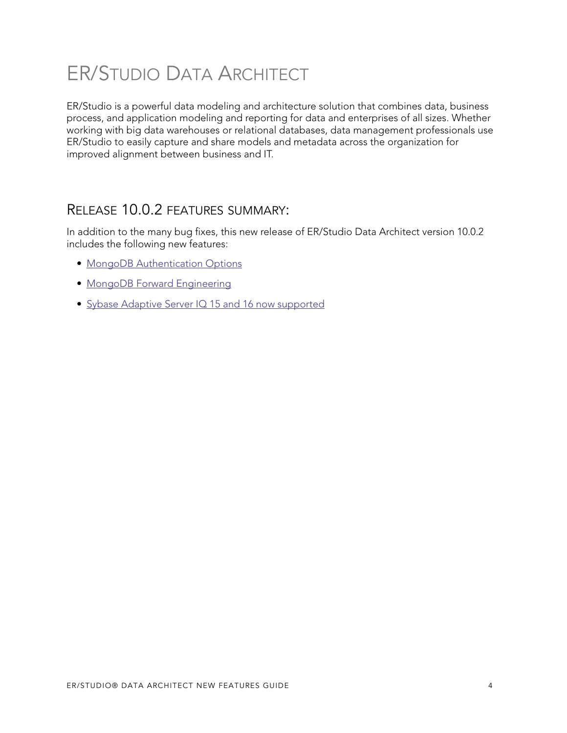# ER/Studio Data Architect

ER/Studio is a powerful data modeling and architecture solution that combines data, business process, and application modeling and reporting for data and enterprises of all sizes. Whether working with big data warehouses or relational databases, data management professionals use ER/Studio to easily capture and share models and metadata across the organization for improved alignment between business and IT.

## Release 10.0.2 features summary:

In addition to the many bug fixes, this new release of ER/Studio Data Architect version 10.0.2 includes the following new features:

- MongoDB Authentication Options
- MongoDB Forward Engineering
- Sybase Adaptive Server IQ 15 and 16 now supported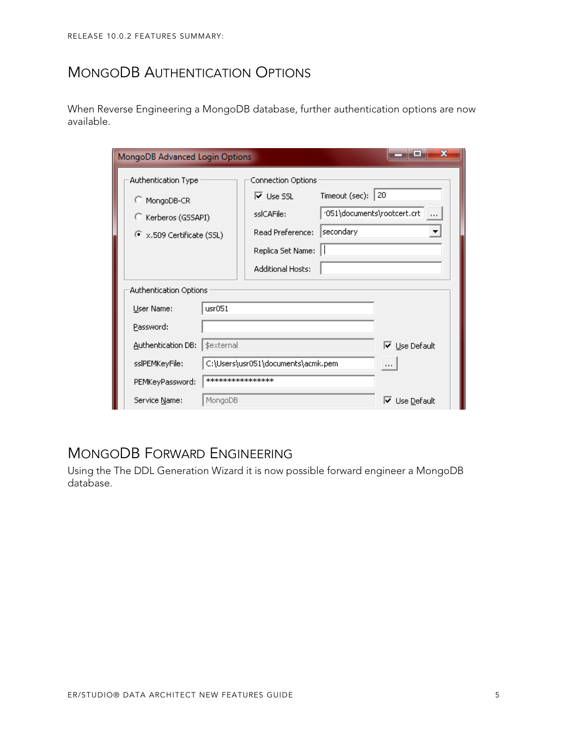## MongoDB Authentication Options

When Reverse Engineering a MongoDB database, further authentication options are now available.

## MongoDB Forward Engineering

Using the The DDL Generation Wizard it is now possible forward engineer a MongoDB database.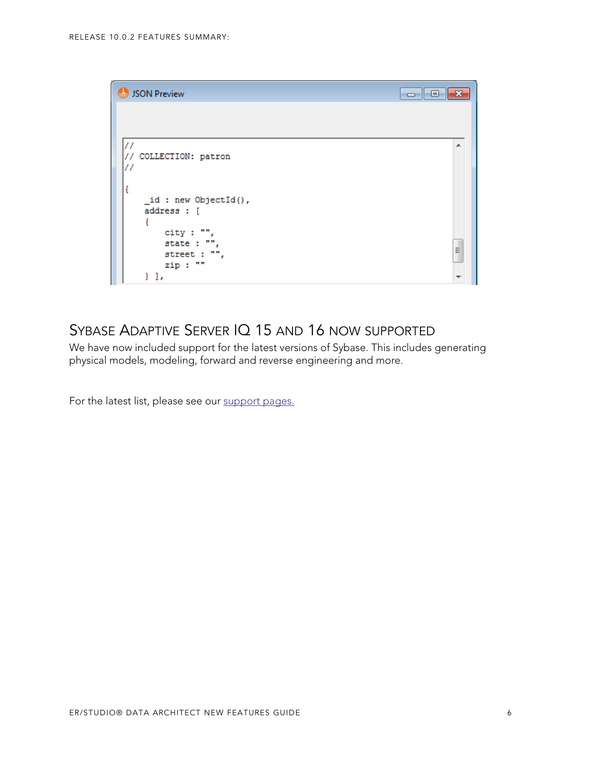```
//
// COLLECTION: patron
//

{
    _id : new ObjectId(),
    address : [
    {
        city : "",
        state : "",
        street : "",
        zip : ""
    } ],
```

## Sybase Adaptive Server IQ 15 and 16 now supported

We have now included support for the latest versions of Sybase. This includes generating physical models, modeling, forward and reverse engineering and more.

For the latest list, please see our support pages.